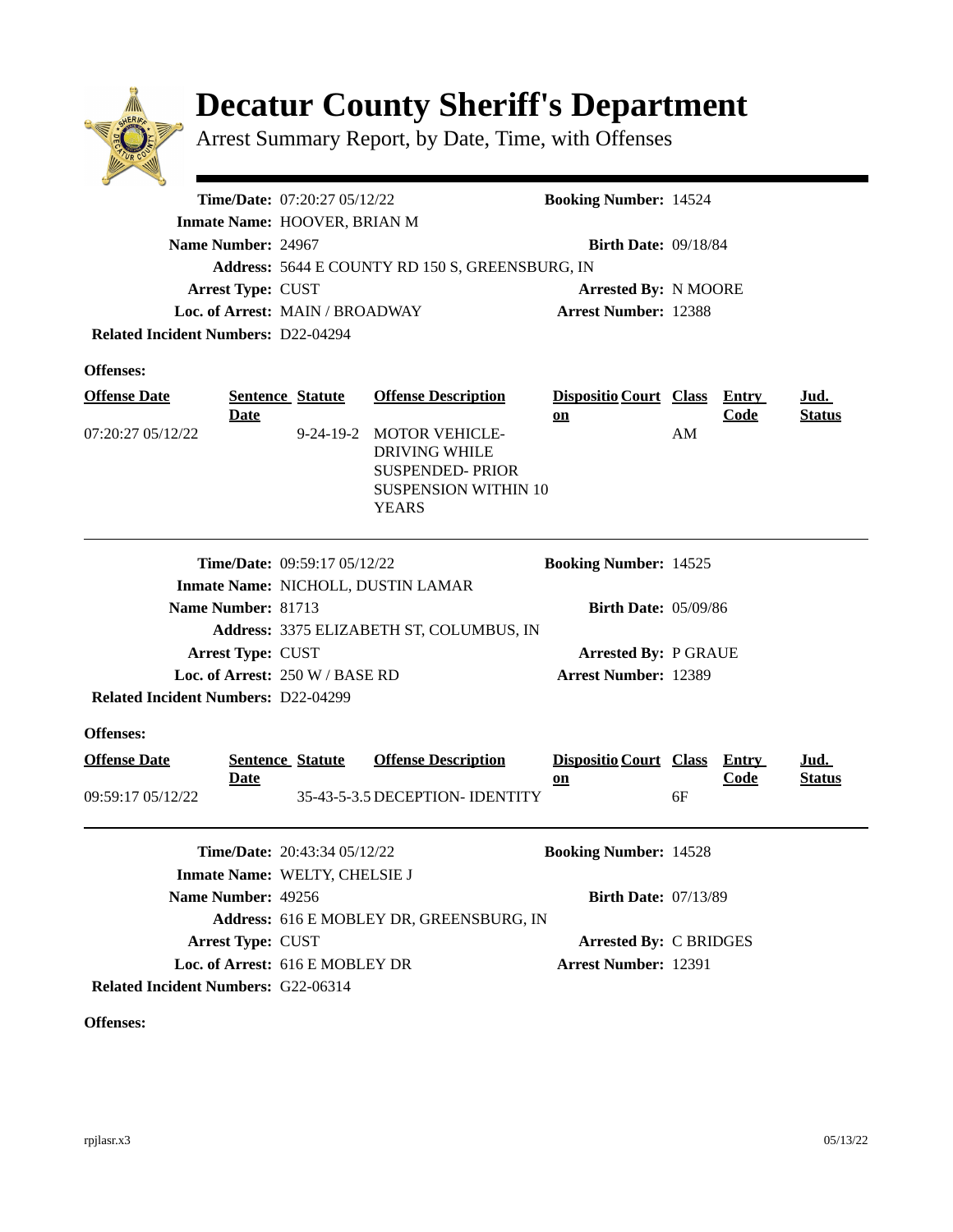# Decatur County Sheriff's Department

Arrest Summary Report, by Date, Time, with Offenses

**Time/Date:** 07:20:27 05/12/22 **Booking Number:** 14524
**Inmate Name:** HOOVER, BRIAN M
**Name Number:** 24967 **Birth Date:** 09/18/84
**Address:** 5644 E COUNTY RD 150 S, GREENSBURG, IN
**Arrest Type:** CUST **Arrested By:** N MOORE
**Loc. of Arrest:** MAIN / BROADWAY **Arrest Number:** 12388
**Related Incident Numbers:** D22-04294

**Offenses:**

| Offense Date | Sentence Date | Statute | Offense Description | Disposition | Court | Class | Entry Code | Jud. Status |
|---|---|---|---|---|---|---|---|---|
| 07:20:27 05/12/22 | | 9-24-19-2 | MOTOR VEHICLE- DRIVING WHILE SUSPENDED- PRIOR SUSPENSION WITHIN 10 YEARS | | | AM | | |

---

**Time/Date:** 09:59:17 05/12/22 **Booking Number:** 14525
**Inmate Name:** NICHOLL, DUSTIN LAMAR
**Name Number:** 81713 **Birth Date:** 05/09/86
**Address:** 3375 ELIZABETH ST, COLUMBUS, IN
**Arrest Type:** CUST **Arrested By:** P GRAUE
**Loc. of Arrest:** 250 W / BASE RD **Arrest Number:** 12389
**Related Incident Numbers:** D22-04299

**Offenses:**

| Offense Date | Sentence Date | Statute | Offense Description | Disposition | Court | Class | Entry Code | Jud. Status |
|---|---|---|---|---|---|---|---|---|
| 09:59:17 05/12/22 | | 35-43-5-3.5 | DECEPTION- IDENTITY | | | 6F | | |

---

**Time/Date:** 20:43:34 05/12/22 **Booking Number:** 14528
**Inmate Name:** WELTY, CHELSIE J
**Name Number:** 49256 **Birth Date:** 07/13/89
**Address:** 616 E MOBLEY DR, GREENSBURG, IN
**Arrest Type:** CUST **Arrested By:** C BRIDGES
**Loc. of Arrest:** 616 E MOBLEY DR **Arrest Number:** 12391
**Related Incident Numbers:** G22-06314

**Offenses:**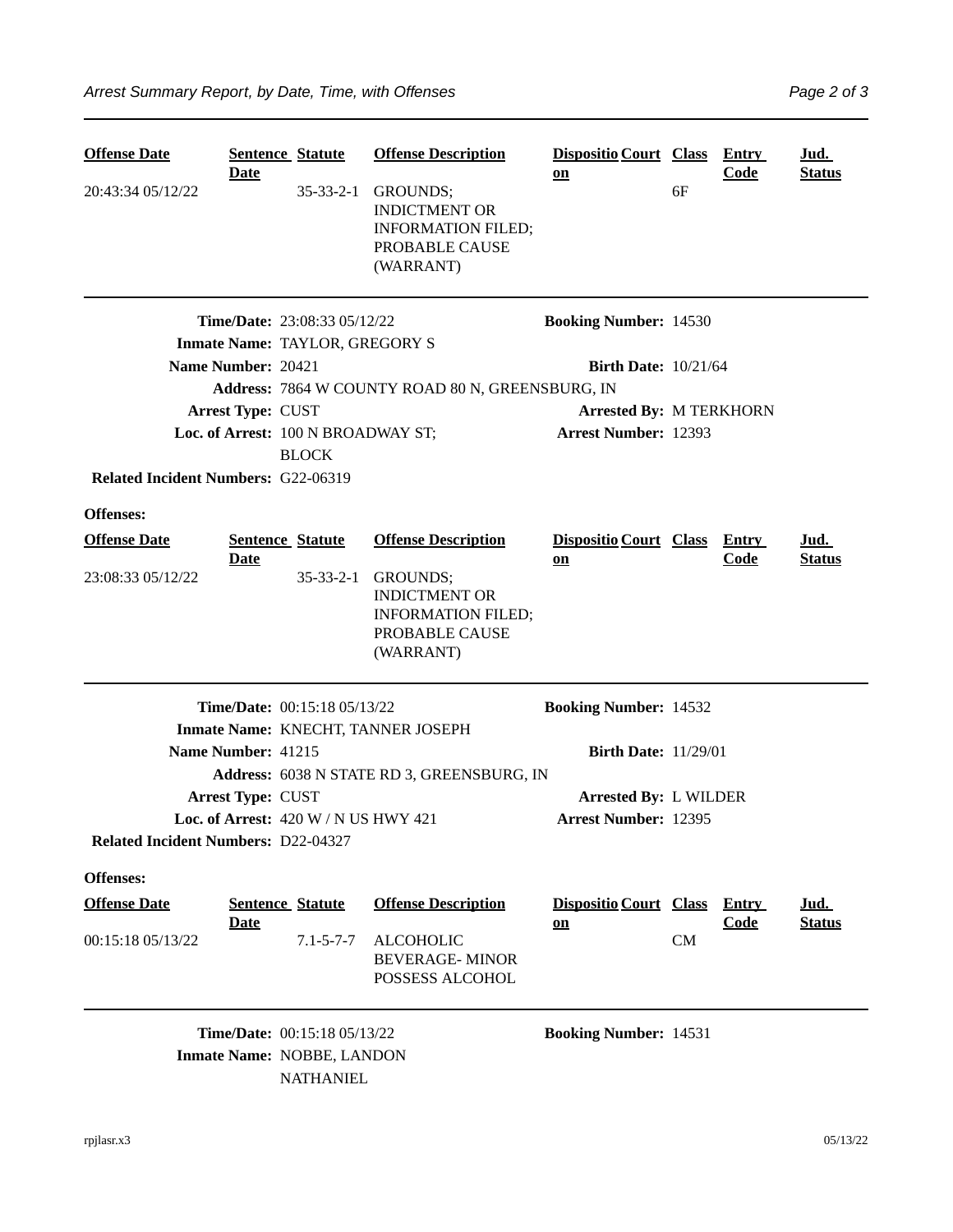| Offense Date | Sentence Date | Statute | Offense Description | Disposition | Court | Class | Entry Code | Jud. Status |
|---|---|---|---|---|---|---|---|---|
| 20:43:34 05/12/22 | | 35-33-2-1 | GROUNDS; INDICTMENT OR INFORMATION FILED; PROBABLE CAUSE (WARRANT) | | | 6F | | |

---

**Time/Date:** 23:08:33 05/12/22 **Booking Number:** 14530
**Inmate Name:** TAYLOR, GREGORY S
**Name Number:** 20421 **Birth Date:** 10/21/64
**Address:** 7864 W COUNTY ROAD 80 N, GREENSBURG, IN
**Arrest Type:** CUST **Arrested By:** M TERKHORN
**Loc. of Arrest:** 100 N BROADWAY ST; BLOCK **Arrest Number:** 12393
**Related Incident Numbers:** G22-06319

**Offenses:**

| Offense Date | Sentence Date | Statute | Offense Description | Disposition | Court | Class | Entry Code | Jud. Status |
|---|---|---|---|---|---|---|---|---|
| 23:08:33 05/12/22 | | 35-33-2-1 | GROUNDS; INDICTMENT OR INFORMATION FILED; PROBABLE CAUSE (WARRANT) | | | | | |

---

**Time/Date:** 00:15:18 05/13/22 **Booking Number:** 14532
**Inmate Name:** KNECHT, TANNER JOSEPH
**Name Number:** 41215 **Birth Date:** 11/29/01
**Address:** 6038 N STATE RD 3, GREENSBURG, IN
**Arrest Type:** CUST **Arrested By:** L WILDER
**Loc. of Arrest:** 420 W / N US HWY 421 **Arrest Number:** 12395
**Related Incident Numbers:** D22-04327

**Offenses:**

| Offense Date | Sentence Date | Statute | Offense Description | Disposition | Court | Class | Entry Code | Jud. Status |
|---|---|---|---|---|---|---|---|---|
| 00:15:18 05/13/22 | | 7.1-5-7-7 | ALCOHOLIC BEVERAGE- MINOR POSSESS ALCOHOL | | | CM | | |

---

**Time/Date:** 00:15:18 05/13/22 **Booking Number:** 14531
**Inmate Name:** NOBBE, LANDON NATHANIEL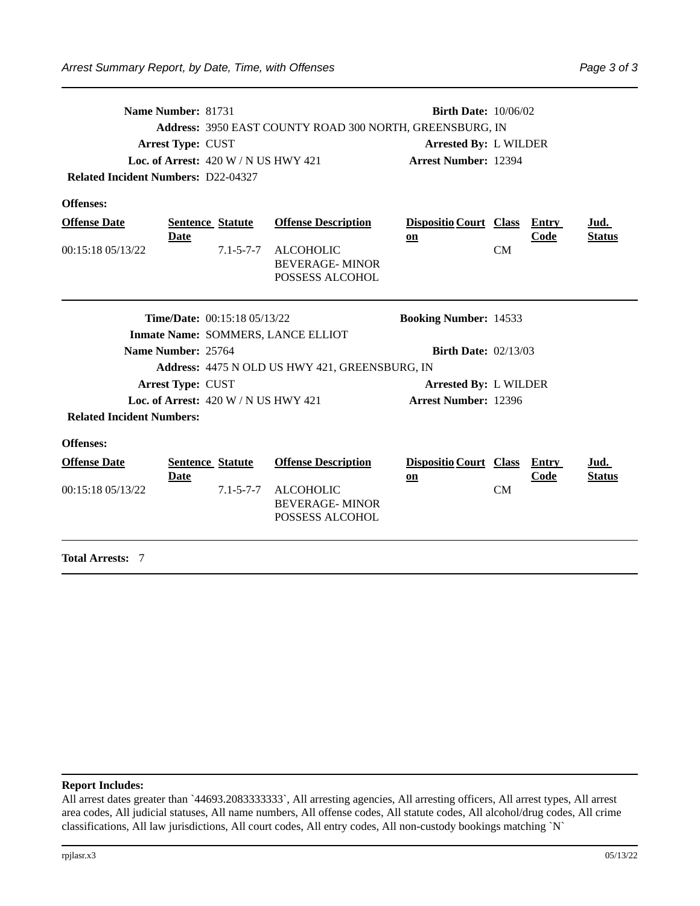**Name Number:** 81731 **Birth Date:** 10/06/02
**Address:** 3950 EAST COUNTY ROAD 300 NORTH, GREENSBURG, IN
**Arrest Type:** CUST **Arrested By:** L WILDER
**Loc. of Arrest:** 420 W / N US HWY 421 **Arrest Number:** 12394
**Related Incident Numbers:** D22-04327

**Offenses:**

| Offense Date | Sentence Date | Statute | Offense Description | Disposition | Court | Class | Entry Code | Jud. Status |
|---|---|---|---|---|---|---|---|---|
| 00:15:18 05/13/22 | | 7.1-5-7-7 | ALCOHOLIC BEVERAGE- MINOR POSSESS ALCOHOL | | | CM | | |

---

**Time/Date:** 00:15:18 05/13/22 **Booking Number:** 14533
**Inmate Name:** SOMMERS, LANCE ELLIOT
**Name Number:** 25764 **Birth Date:** 02/13/03
**Address:** 4475 N OLD US HWY 421, GREENSBURG, IN
**Arrest Type:** CUST **Arrested By:** L WILDER
**Loc. of Arrest:** 420 W / N US HWY 421 **Arrest Number:** 12396
**Related Incident Numbers:**

**Offenses:**

| Offense Date | Sentence Date | Statute | Offense Description | Disposition | Court | Class | Entry Code | Jud. Status |
|---|---|---|---|---|---|---|---|---|
| 00:15:18 05/13/22 | | 7.1-5-7-7 | ALCOHOLIC BEVERAGE- MINOR POSSESS ALCOHOL | | | CM | | |

---

**Total Arrests:** 7

---

**Report Includes:**

All arrest dates greater than `44693.2083333333`, All arresting agencies, All arresting officers, All arrest types, All arrest area codes, All judicial statuses, All name numbers, All offense codes, All statute codes, All alcohol/drug codes, All crime classifications, All law jurisdictions, All court codes, All entry codes, All non-custody bookings matching `N`

rpjlasr.x3 05/13/22